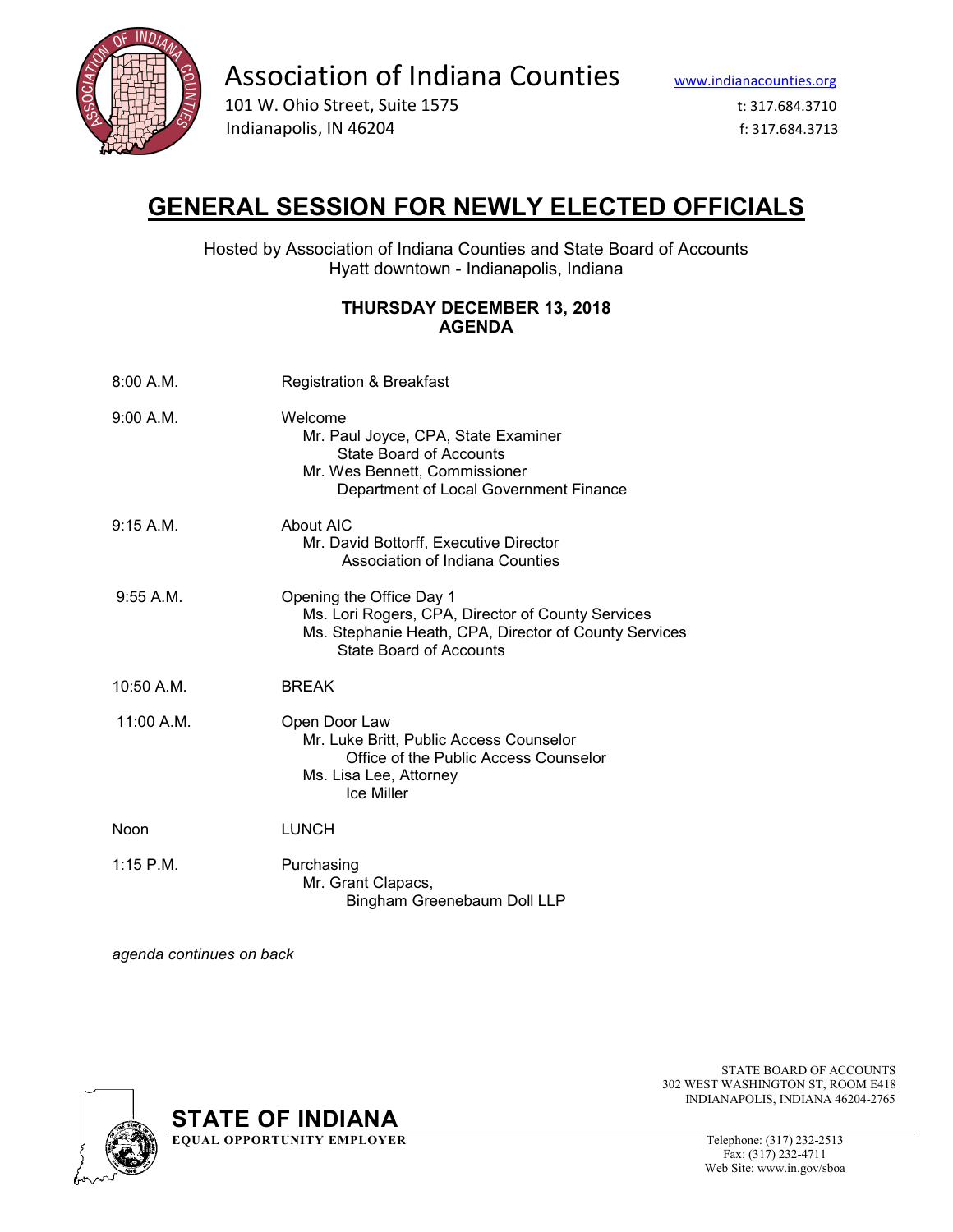Association of Indiana Counties

101 W. Ohio Street, Suite 1575
Indianapolis, IN 46204

www.indianacounties.org
t: 317.684.3710
f: 317.684.3713

# GENERAL SESSION FOR NEWLY ELECTED OFFICIALS

Hosted by Association of Indiana Counties and State Board of Accounts
Hyatt downtown - Indianapolis, Indiana

**THURSDAY DECEMBER 13, 2018**
**AGENDA**

| | |
|---|---|
| 8:00 A.M. | Registration & Breakfast |
| 9:00 A.M. | Welcome<br>Mr. Paul Joyce, CPA, State Examiner<br>State Board of Accounts<br>Mr. Wes Bennett, Commissioner<br>Department of Local Government Finance |
| 9:15 A.M. | About AIC<br>Mr. David Bottorff, Executive Director<br>Association of Indiana Counties |
| 9:55 A.M. | Opening the Office Day 1<br>Ms. Lori Rogers, CPA, Director of County Services<br>Ms. Stephanie Heath, CPA, Director of County Services<br>State Board of Accounts |
| 10:50 A.M. | BREAK |
| 11:00 A.M. | Open Door Law<br>Mr. Luke Britt, Public Access Counselor<br>Office of the Public Access Counselor<br>Ms. Lisa Lee, Attorney<br>Ice Miller |
| Noon | LUNCH |
| 1:15 P.M. | Purchasing<br>Mr. Grant Clapacs,<br>Bingham Greenebaum Doll LLP |

*agenda continues on back*

**STATE OF INDIANA**
**EQUAL OPPORTUNITY EMPLOYER**

STATE BOARD OF ACCOUNTS
302 WEST WASHINGTON ST, ROOM E418
INDIANAPOLIS, INDIANA 46204-2765

Telephone: (317) 232-2513
Fax: (317) 232-4711
Web Site: www.in.gov/sboa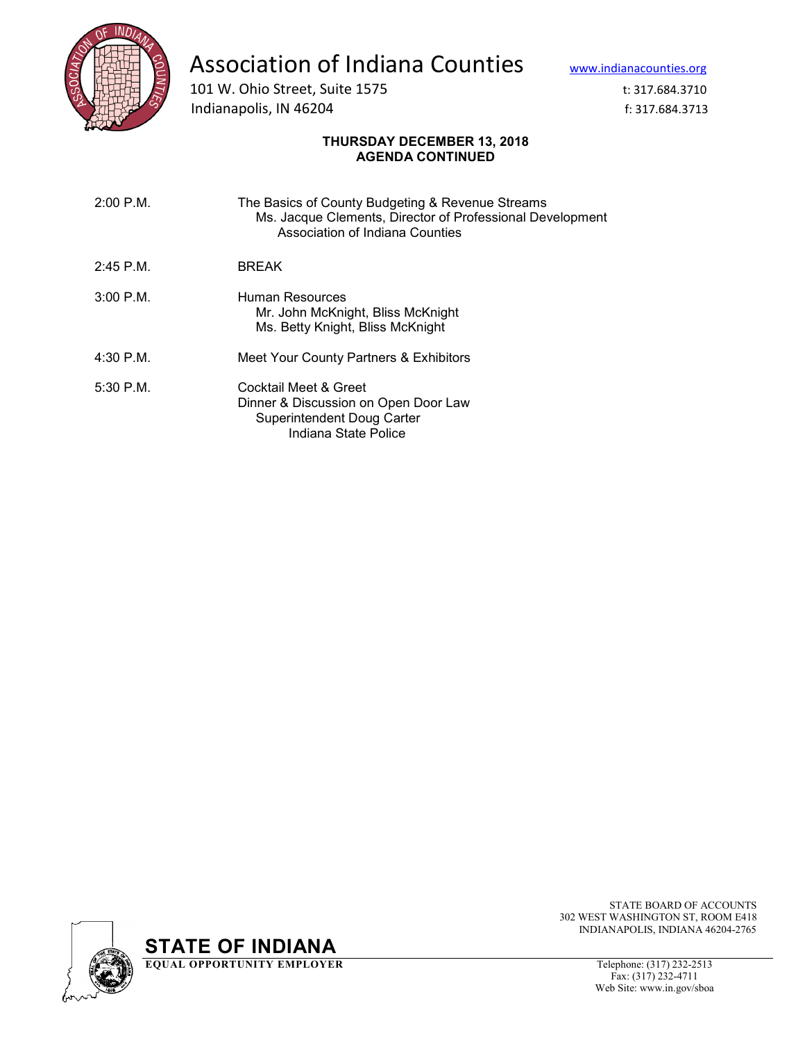# Association of Indiana Counties

101 W. Ohio Street, Suite 1575
Indianapolis, IN 46204

www.indianacounties.org
t: 317.684.3710
f: 317.684.3713

**THURSDAY DECEMBER 13, 2018**
**AGENDA CONTINUED**

| | |
|---|---|
| 2:00 P.M. | The Basics of County Budgeting & Revenue Streams<br>Ms. Jacque Clements, Director of Professional Development<br>Association of Indiana Counties |
| 2:45 P.M. | BREAK |
| 3:00 P.M. | Human Resources<br>Mr. John McKnight, Bliss McKnight<br>Ms. Betty Knight, Bliss McKnight |
| 4:30 P.M. | Meet Your County Partners & Exhibitors |
| 5:30 P.M. | Cocktail Meet & Greet<br>Dinner & Discussion on Open Door Law<br>Superintendent Doug Carter<br>Indiana State Police |

**STATE OF INDIANA**
**EQUAL OPPORTUNITY EMPLOYER**

STATE BOARD OF ACCOUNTS
302 WEST WASHINGTON ST, ROOM E418
INDIANAPOLIS, INDIANA 46204-2765

Telephone: (317) 232-2513
Fax: (317) 232-4711
Web Site: www.in.gov/sboa